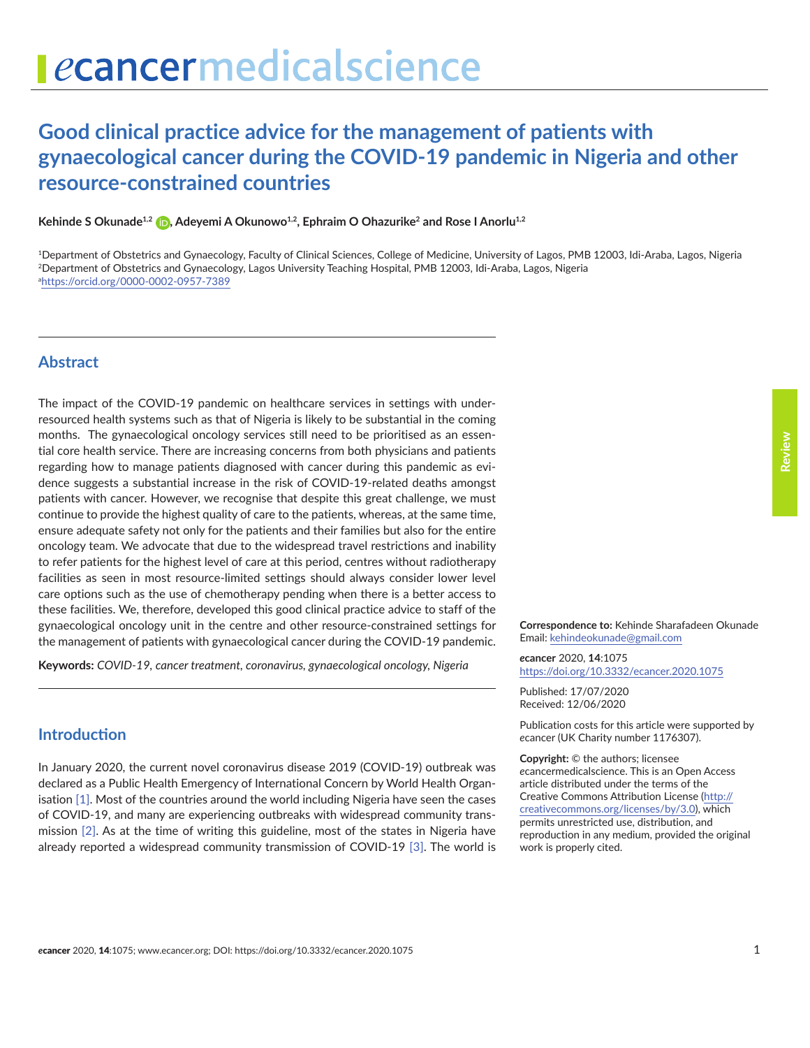# Good clinical practice advice for the management of patients with gynaecological cancer during the COVID-19 pandemic in Nigeria and other resource-constrained countries

**Kehinde S Okunade[1,2a], Adeyemi A Okunowo[1,2], Ephraim O Ohazurike[2] and Rose I Anorlu[1,2]**

[1]Department of Obstetrics and Gynaecology, Faculty of Clinical Sciences, College of Medicine, University of Lagos, PMB 12003, Idi-Araba, Lagos, Nigeria
[2]Department of Obstetrics and Gynaecology, Lagos University Teaching Hospital, PMB 12003, Idi-Araba, Lagos, Nigeria
[a]https://orcid.org/0000-0002-0957-7389

## Abstract

The impact of the COVID-19 pandemic on healthcare services in settings with under-resourced health systems such as that of Nigeria is likely to be substantial in the coming months. The gynaecological oncology services still need to be prioritised as an essential core health service. There are increasing concerns from both physicians and patients regarding how to manage patients diagnosed with cancer during this pandemic as evidence suggests a substantial increase in the risk of COVID-19-related deaths amongst patients with cancer. However, we recognise that despite this great challenge, we must continue to provide the highest quality of care to the patients, whereas, at the same time, ensure adequate safety not only for the patients and their families but also for the entire oncology team. We advocate that due to the widespread travel restrictions and inability to refer patients for the highest level of care at this period, centres without radiotherapy facilities as seen in most resource-limited settings should always consider lower level care options such as the use of chemotherapy pending when there is a better access to these facilities. We, therefore, developed this good clinical practice advice to staff of the gynaecological oncology unit in the centre and other resource-constrained settings for the management of patients with gynaecological cancer during the COVID-19 pandemic.

**Keywords:** *COVID-19, cancer treatment, coronavirus, gynaecological oncology, Nigeria*

**Correspondence to:** Kehinde Sharafadeen Okunade
Email: kehindeokunade@gmail.com

*e*cancer 2020, **14**:1075
https://doi.org/10.3332/ecancer.2020.1075

Published: 17/07/2020
Received: 12/06/2020

Publication costs for this article were supported by *e*cancer (UK Charity number 1176307).

**Copyright:** © the authors; licensee *e*cancermedicalscience. This is an Open Access article distributed under the terms of the Creative Commons Attribution License (http://creativecommons.org/licenses/by/3.0), which permits unrestricted use, distribution, and reproduction in any medium, provided the original work is properly cited.

## Introduction

In January 2020, the current novel coronavirus disease 2019 (COVID-19) outbreak was declared as a Public Health Emergency of International Concern by World Health Organisation [1]. Most of the countries around the world including Nigeria have seen the cases of COVID-19, and many are experiencing outbreaks with widespread community transmission [2]. As at the time of writing this guideline, most of the states in Nigeria have already reported a widespread community transmission of COVID-19 [3]. The world is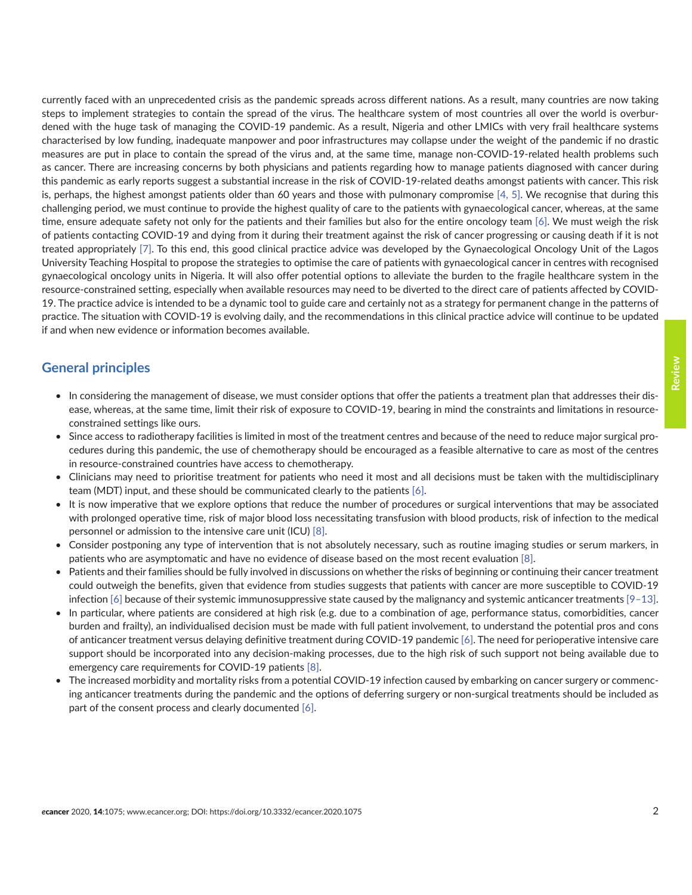currently faced with an unprecedented crisis as the pandemic spreads across different nations. As a result, many countries are now taking steps to implement strategies to contain the spread of the virus. The healthcare system of most countries all over the world is overburdened with the huge task of managing the COVID-19 pandemic. As a result, Nigeria and other LMICs with very frail healthcare systems characterised by low funding, inadequate manpower and poor infrastructures may collapse under the weight of the pandemic if no drastic measures are put in place to contain the spread of the virus and, at the same time, manage non-COVID-19-related health problems such as cancer. There are increasing concerns by both physicians and patients regarding how to manage patients diagnosed with cancer during this pandemic as early reports suggest a substantial increase in the risk of COVID-19-related deaths amongst patients with cancer. This risk is, perhaps, the highest amongst patients older than 60 years and those with pulmonary compromise [4, 5]. We recognise that during this challenging period, we must continue to provide the highest quality of care to the patients with gynaecological cancer, whereas, at the same time, ensure adequate safety not only for the patients and their families but also for the entire oncology team [6]. We must weigh the risk of patients contacting COVID-19 and dying from it during their treatment against the risk of cancer progressing or causing death if it is not treated appropriately [7]. To this end, this good clinical practice advice was developed by the Gynaecological Oncology Unit of the Lagos University Teaching Hospital to propose the strategies to optimise the care of patients with gynaecological cancer in centres with recognised gynaecological oncology units in Nigeria. It will also offer potential options to alleviate the burden to the fragile healthcare system in the resource-constrained setting, especially when available resources may need to be diverted to the direct care of patients affected by COVID-19. The practice advice is intended to be a dynamic tool to guide care and certainly not as a strategy for permanent change in the patterns of practice. The situation with COVID-19 is evolving daily, and the recommendations in this clinical practice advice will continue to be updated if and when new evidence or information becomes available.

## General principles

- In considering the management of disease, we must consider options that offer the patients a treatment plan that addresses their disease, whereas, at the same time, limit their risk of exposure to COVID-19, bearing in mind the constraints and limitations in resource-constrained settings like ours.
- Since access to radiotherapy facilities is limited in most of the treatment centres and because of the need to reduce major surgical procedures during this pandemic, the use of chemotherapy should be encouraged as a feasible alternative to care as most of the centres in resource-constrained countries have access to chemotherapy.
- Clinicians may need to prioritise treatment for patients who need it most and all decisions must be taken with the multidisciplinary team (MDT) input, and these should be communicated clearly to the patients [6].
- It is now imperative that we explore options that reduce the number of procedures or surgical interventions that may be associated with prolonged operative time, risk of major blood loss necessitating transfusion with blood products, risk of infection to the medical personnel or admission to the intensive care unit (ICU) [8].
- Consider postponing any type of intervention that is not absolutely necessary, such as routine imaging studies or serum markers, in patients who are asymptomatic and have no evidence of disease based on the most recent evaluation [8].
- Patients and their families should be fully involved in discussions on whether the risks of beginning or continuing their cancer treatment could outweigh the benefits, given that evidence from studies suggests that patients with cancer are more susceptible to COVID-19 infection [6] because of their systemic immunosuppressive state caused by the malignancy and systemic anticancer treatments [9–13].
- In particular, where patients are considered at high risk (e.g. due to a combination of age, performance status, comorbidities, cancer burden and frailty), an individualised decision must be made with full patient involvement, to understand the potential pros and cons of anticancer treatment versus delaying definitive treatment during COVID-19 pandemic [6]. The need for perioperative intensive care support should be incorporated into any decision-making processes, due to the high risk of such support not being available due to emergency care requirements for COVID-19 patients [8].
- The increased morbidity and mortality risks from a potential COVID-19 infection caused by embarking on cancer surgery or commencing anticancer treatments during the pandemic and the options of deferring surgery or non-surgical treatments should be included as part of the consent process and clearly documented [6].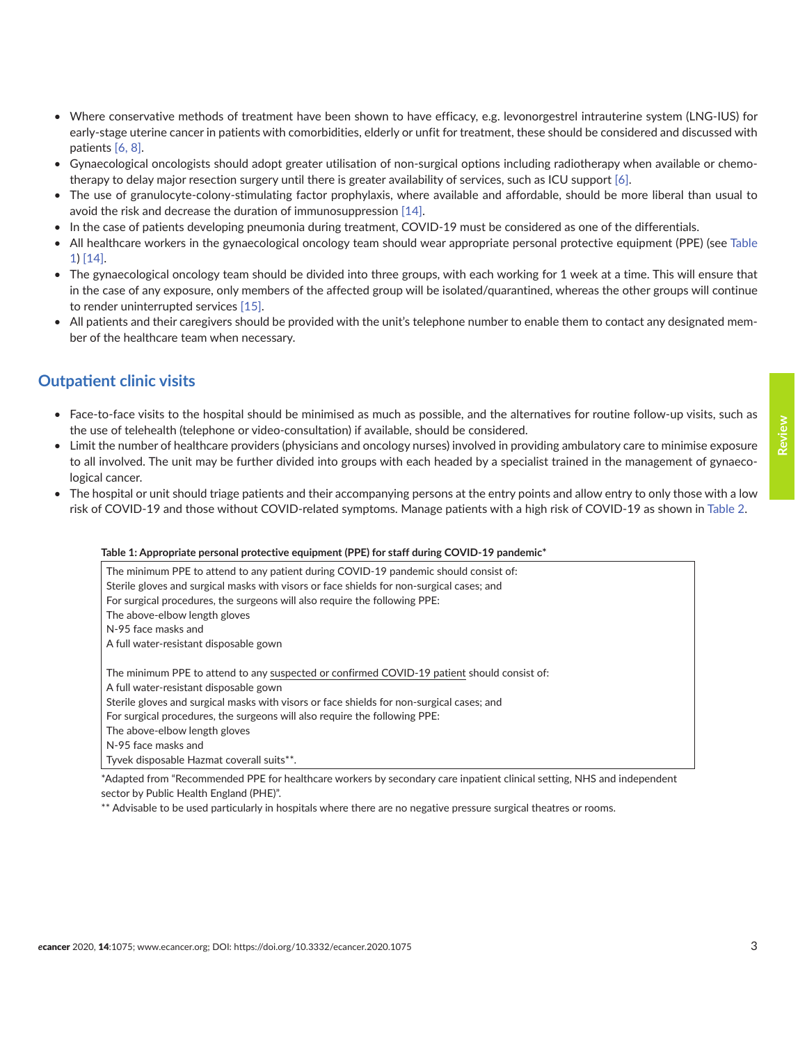- Where conservative methods of treatment have been shown to have efficacy, e.g. levonorgestrel intrauterine system (LNG-IUS) for early-stage uterine cancer in patients with comorbidities, elderly or unfit for treatment, these should be considered and discussed with patients [6, 8].
- Gynaecological oncologists should adopt greater utilisation of non-surgical options including radiotherapy when available or chemotherapy to delay major resection surgery until there is greater availability of services, such as ICU support [6].
- The use of granulocyte-colony-stimulating factor prophylaxis, where available and affordable, should be more liberal than usual to avoid the risk and decrease the duration of immunosuppression [14].
- In the case of patients developing pneumonia during treatment, COVID-19 must be considered as one of the differentials.
- All healthcare workers in the gynaecological oncology team should wear appropriate personal protective equipment (PPE) (see Table 1) [14].
- The gynaecological oncology team should be divided into three groups, with each working for 1 week at a time. This will ensure that in the case of any exposure, only members of the affected group will be isolated/quarantined, whereas the other groups will continue to render uninterrupted services [15].
- All patients and their caregivers should be provided with the unit's telephone number to enable them to contact any designated member of the healthcare team when necessary.

## Outpatient clinic visits

- Face-to-face visits to the hospital should be minimised as much as possible, and the alternatives for routine follow-up visits, such as the use of telehealth (telephone or video-consultation) if available, should be considered.
- Limit the number of healthcare providers (physicians and oncology nurses) involved in providing ambulatory care to minimise exposure to all involved. The unit may be further divided into groups with each headed by a specialist trained in the management of gynaecological cancer.
- The hospital or unit should triage patients and their accompanying persons at the entry points and allow entry to only those with a low risk of COVID-19 and those without COVID-related symptoms. Manage patients with a high risk of COVID-19 as shown in Table 2.

**Table 1: Appropriate personal protective equipment (PPE) for staff during COVID-19 pandemic***

| |
|---|
| The minimum PPE to attend to any patient during COVID-19 pandemic should consist of:<br>Sterile gloves and surgical masks with visors or face shields for non-surgical cases; and<br>For surgical procedures, the surgeons will also require the following PPE:<br>The above-elbow length gloves<br>N-95 face masks and<br>A full water-resistant disposable gown |
| The minimum PPE to attend to any suspected or confirmed COVID-19 patient should consist of:<br>A full water-resistant disposable gown<br>Sterile gloves and surgical masks with visors or face shields for non-surgical cases; and<br>For surgical procedures, the surgeons will also require the following PPE:<br>The above-elbow length gloves<br>N-95 face masks and<br>Tyvek disposable Hazmat coverall suits**. |

*Adapted from "Recommended PPE for healthcare workers by secondary care inpatient clinical setting, NHS and independent sector by Public Health England (PHE)".

** Advisable to be used particularly in hospitals where there are no negative pressure surgical theatres or rooms.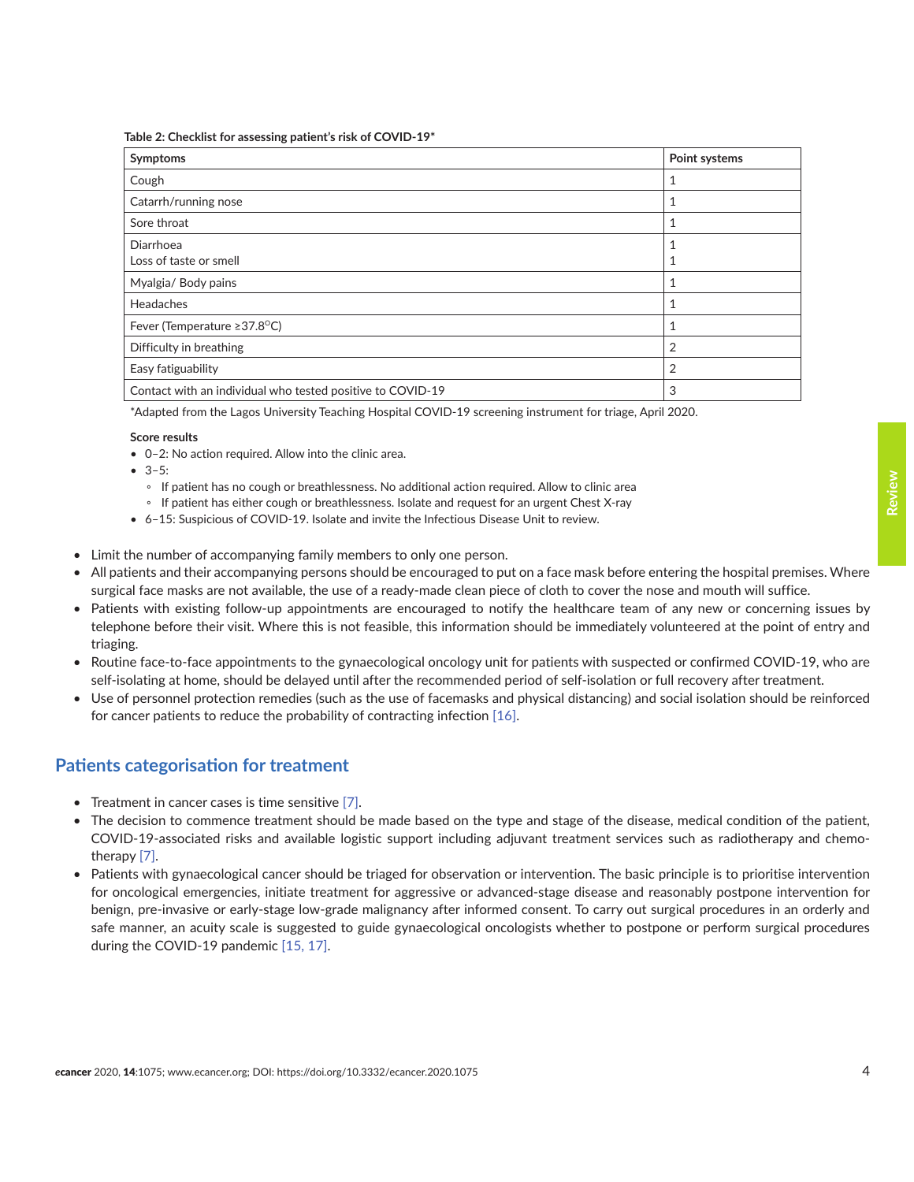**Table 2: Checklist for assessing patient's risk of COVID-19***

| Symptoms | Point systems |
|---|---|
| Cough | 1 |
| Catarrh/running nose | 1 |
| Sore throat | 1 |
| Diarrhoea<br>Loss of taste or smell | 1<br>1 |
| Myalgia/ Body pains | 1 |
| Headaches | 1 |
| Fever (Temperature ≥37.8$^{O}$C) | 1 |
| Difficulty in breathing | 2 |
| Easy fatiguability | 2 |
| Contact with an individual who tested positive to COVID-19 | 3 |

*Adapted from the Lagos University Teaching Hospital COVID-19 screening instrument for triage, April 2020.

**Score results**

- 0–2: No action required. Allow into the clinic area.
- 3–5:
  - If patient has no cough or breathlessness. No additional action required. Allow to clinic area
  - If patient has either cough or breathlessness. Isolate and request for an urgent Chest X-ray
- 6–15: Suspicious of COVID-19. Isolate and invite the Infectious Disease Unit to review.

- Limit the number of accompanying family members to only one person.
- All patients and their accompanying persons should be encouraged to put on a face mask before entering the hospital premises. Where surgical face masks are not available, the use of a ready-made clean piece of cloth to cover the nose and mouth will suffice.
- Patients with existing follow-up appointments are encouraged to notify the healthcare team of any new or concerning issues by telephone before their visit. Where this is not feasible, this information should be immediately volunteered at the point of entry and triaging.
- Routine face-to-face appointments to the gynaecological oncology unit for patients with suspected or confirmed COVID-19, who are self-isolating at home, should be delayed until after the recommended period of self-isolation or full recovery after treatment.
- Use of personnel protection remedies (such as the use of facemasks and physical distancing) and social isolation should be reinforced for cancer patients to reduce the probability of contracting infection [16].

## Patients categorisation for treatment

- Treatment in cancer cases is time sensitive [7].
- The decision to commence treatment should be made based on the type and stage of the disease, medical condition of the patient, COVID-19-associated risks and available logistic support including adjuvant treatment services such as radiotherapy and chemotherapy [7].
- Patients with gynaecological cancer should be triaged for observation or intervention. The basic principle is to prioritise intervention for oncological emergencies, initiate treatment for aggressive or advanced-stage disease and reasonably postpone intervention for benign, pre-invasive or early-stage low-grade malignancy after informed consent. To carry out surgical procedures in an orderly and safe manner, an acuity scale is suggested to guide gynaecological oncologists whether to postpone or perform surgical procedures during the COVID-19 pandemic [15, 17].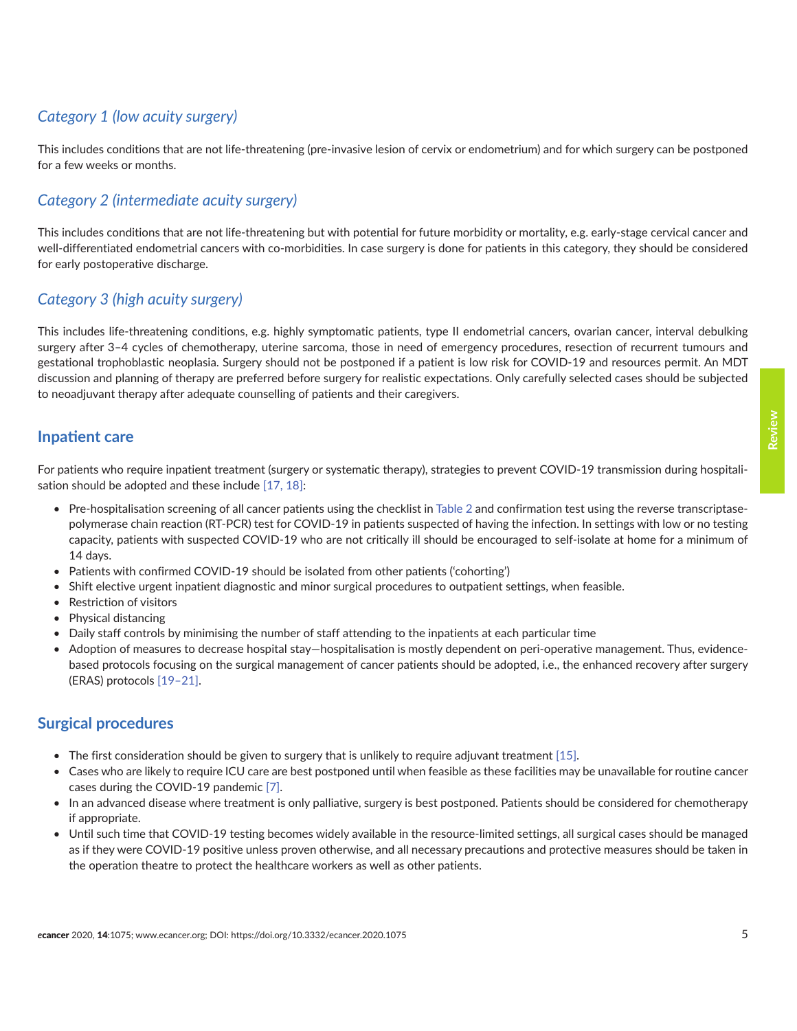### *Category 1 (low acuity surgery)*

This includes conditions that are not life-threatening (pre-invasive lesion of cervix or endometrium) and for which surgery can be postponed for a few weeks or months.

### *Category 2 (intermediate acuity surgery)*

This includes conditions that are not life-threatening but with potential for future morbidity or mortality, e.g. early-stage cervical cancer and well-differentiated endometrial cancers with co-morbidities. In case surgery is done for patients in this category, they should be considered for early postoperative discharge.

### *Category 3 (high acuity surgery)*

This includes life-threatening conditions, e.g. highly symptomatic patients, type II endometrial cancers, ovarian cancer, interval debulking surgery after 3–4 cycles of chemotherapy, uterine sarcoma, those in need of emergency procedures, resection of recurrent tumours and gestational trophoblastic neoplasia. Surgery should not be postponed if a patient is low risk for COVID-19 and resources permit. An MDT discussion and planning of therapy are preferred before surgery for realistic expectations. Only carefully selected cases should be subjected to neoadjuvant therapy after adequate counselling of patients and their caregivers.

## Inpatient care

For patients who require inpatient treatment (surgery or systematic therapy), strategies to prevent COVID-19 transmission during hospitalisation should be adopted and these include [17, 18]:

- Pre-hospitalisation screening of all cancer patients using the checklist in Table 2 and confirmation test using the reverse transcriptase-polymerase chain reaction (RT-PCR) test for COVID-19 in patients suspected of having the infection. In settings with low or no testing capacity, patients with suspected COVID-19 who are not critically ill should be encouraged to self-isolate at home for a minimum of 14 days.
- Patients with confirmed COVID-19 should be isolated from other patients ('cohorting')
- Shift elective urgent inpatient diagnostic and minor surgical procedures to outpatient settings, when feasible.
- Restriction of visitors
- Physical distancing
- Daily staff controls by minimising the number of staff attending to the inpatients at each particular time
- Adoption of measures to decrease hospital stay—hospitalisation is mostly dependent on peri-operative management. Thus, evidence-based protocols focusing on the surgical management of cancer patients should be adopted, i.e., the enhanced recovery after surgery (ERAS) protocols [19–21].

## Surgical procedures

- The first consideration should be given to surgery that is unlikely to require adjuvant treatment [15].
- Cases who are likely to require ICU care are best postponed until when feasible as these facilities may be unavailable for routine cancer cases during the COVID-19 pandemic [7].
- In an advanced disease where treatment is only palliative, surgery is best postponed. Patients should be considered for chemotherapy if appropriate.
- Until such time that COVID-19 testing becomes widely available in the resource-limited settings, all surgical cases should be managed as if they were COVID-19 positive unless proven otherwise, and all necessary precautions and protective measures should be taken in the operation theatre to protect the healthcare workers as well as other patients.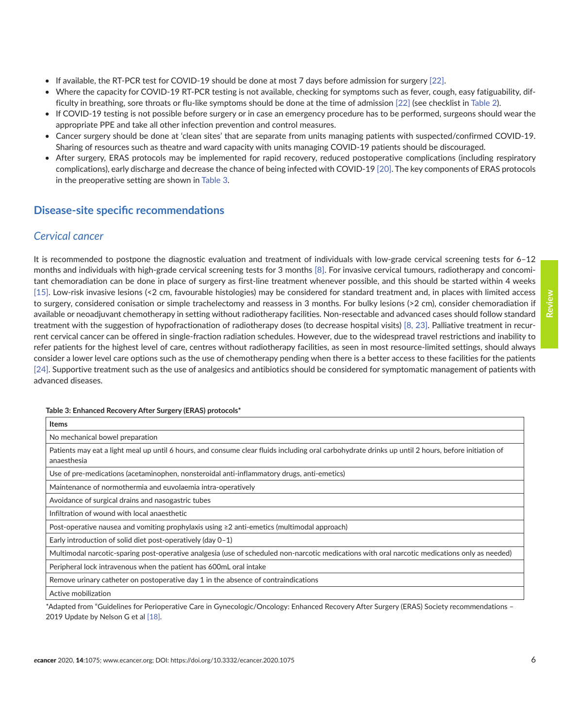- If available, the RT-PCR test for COVID-19 should be done at most 7 days before admission for surgery [22].
- Where the capacity for COVID-19 RT-PCR testing is not available, checking for symptoms such as fever, cough, easy fatiguability, difficulty in breathing, sore throats or flu-like symptoms should be done at the time of admission [22] (see checklist in Table 2).
- If COVID-19 testing is not possible before surgery or in case an emergency procedure has to be performed, surgeons should wear the appropriate PPE and take all other infection prevention and control measures.
- Cancer surgery should be done at 'clean sites' that are separate from units managing patients with suspected/confirmed COVID-19. Sharing of resources such as theatre and ward capacity with units managing COVID-19 patients should be discouraged.
- After surgery, ERAS protocols may be implemented for rapid recovery, reduced postoperative complications (including respiratory complications), early discharge and decrease the chance of being infected with COVID-19 [20]. The key components of ERAS protocols in the preoperative setting are shown in Table 3.

## Disease-site specific recommendations

### *Cervical cancer*

It is recommended to postpone the diagnostic evaluation and treatment of individuals with low-grade cervical screening tests for 6–12 months and individuals with high-grade cervical screening tests for 3 months [8]. For invasive cervical tumours, radiotherapy and concomitant chemoradiation can be done in place of surgery as first-line treatment whenever possible, and this should be started within 4 weeks [15]. Low-risk invasive lesions (<2 cm, favourable histologies) may be considered for standard treatment and, in places with limited access to surgery, considered conisation or simple trachelectomy and reassess in 3 months. For bulky lesions (>2 cm), consider chemoradiation if available or neoadjuvant chemotherapy in setting without radiotherapy facilities. Non-resectable and advanced cases should follow standard treatment with the suggestion of hypofractionation of radiotherapy doses (to decrease hospital visits) [8, 23]. Palliative treatment in recurrent cervical cancer can be offered in single-fraction radiation schedules. However, due to the widespread travel restrictions and inability to refer patients for the highest level of care, centres without radiotherapy facilities, as seen in most resource-limited settings, should always consider a lower level care options such as the use of chemotherapy pending when there is a better access to these facilities for the patients [24]. Supportive treatment such as the use of analgesics and antibiotics should be considered for symptomatic management of patients with advanced diseases.

**Table 3: Enhanced Recovery After Surgery (ERAS) protocols***

| Items |
|---|
| No mechanical bowel preparation |
| Patients may eat a light meal up until 6 hours, and consume clear fluids including oral carbohydrate drinks up until 2 hours, before initiation of anaesthesia |
| Use of pre-medications (acetaminophen, nonsteroidal anti-inflammatory drugs, anti-emetics) |
| Maintenance of normothermia and euvolaemia intra-operatively |
| Avoidance of surgical drains and nasogastric tubes |
| Infiltration of wound with local anaesthetic |
| Post-operative nausea and vomiting prophylaxis using ≥2 anti-emetics (multimodal approach) |
| Early introduction of solid diet post-operatively (day 0–1) |
| Multimodal narcotic-sparing post-operative analgesia (use of scheduled non-narcotic medications with oral narcotic medications only as needed) |
| Peripheral lock intravenous when the patient has 600mL oral intake |
| Remove urinary catheter on postoperative day 1 in the absence of contraindications |
| Active mobilization |

*Adapted from "Guidelines for Perioperative Care in Gynecologic/Oncology: Enhanced Recovery After Surgery (ERAS) Society recommendations – 2019 Update by Nelson G et al [18].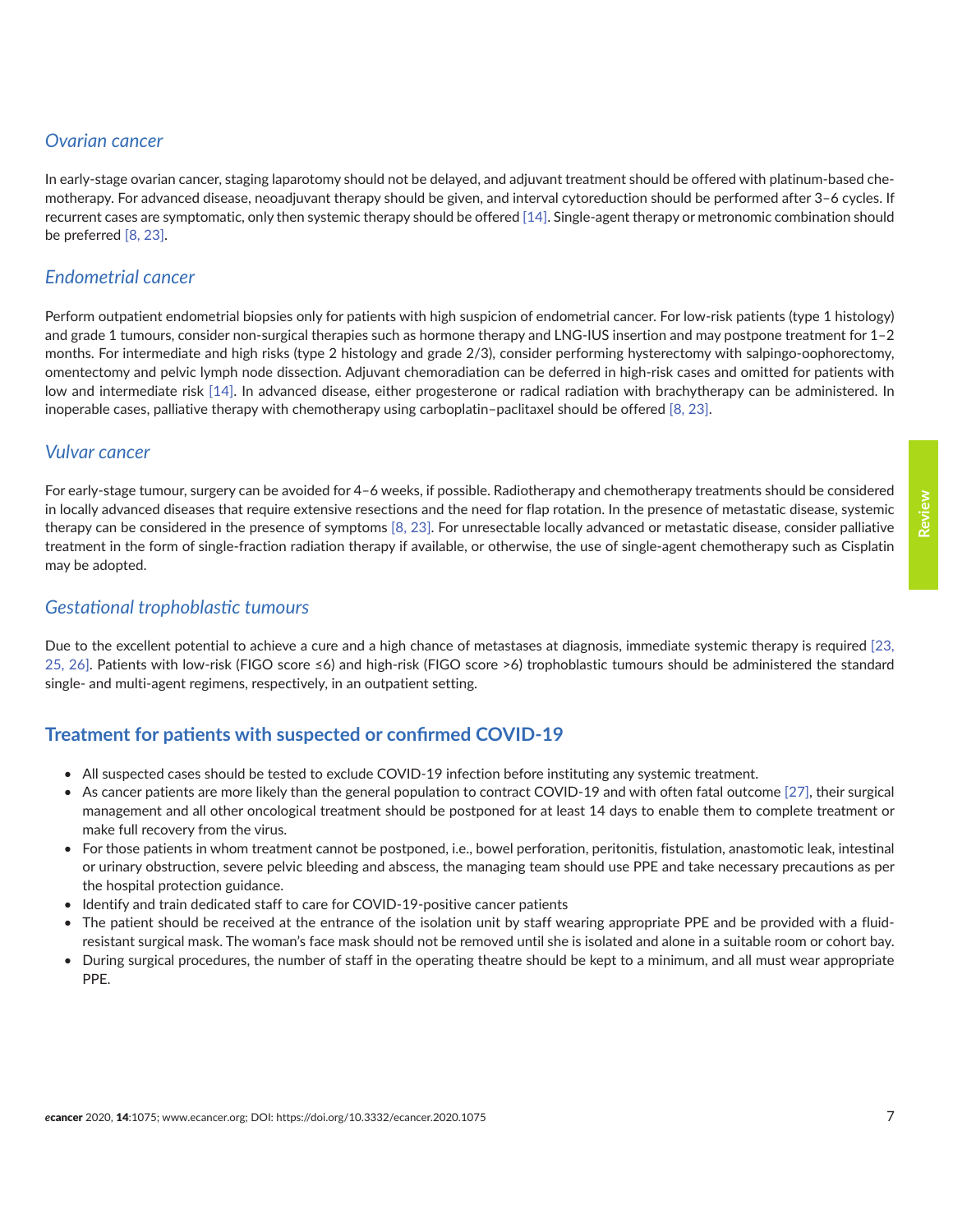### *Ovarian cancer*

In early-stage ovarian cancer, staging laparotomy should not be delayed, and adjuvant treatment should be offered with platinum-based chemotherapy. For advanced disease, neoadjuvant therapy should be given, and interval cytoreduction should be performed after 3–6 cycles. If recurrent cases are symptomatic, only then systemic therapy should be offered [14]. Single-agent therapy or metronomic combination should be preferred [8, 23].

### *Endometrial cancer*

Perform outpatient endometrial biopsies only for patients with high suspicion of endometrial cancer. For low-risk patients (type 1 histology) and grade 1 tumours, consider non-surgical therapies such as hormone therapy and LNG-IUS insertion and may postpone treatment for 1–2 months. For intermediate and high risks (type 2 histology and grade 2/3), consider performing hysterectomy with salpingo-oophorectomy, omentectomy and pelvic lymph node dissection. Adjuvant chemoradiation can be deferred in high-risk cases and omitted for patients with low and intermediate risk [14]. In advanced disease, either progesterone or radical radiation with brachytherapy can be administered. In inoperable cases, palliative therapy with chemotherapy using carboplatin–paclitaxel should be offered [8, 23].

### *Vulvar cancer*

For early-stage tumour, surgery can be avoided for 4–6 weeks, if possible. Radiotherapy and chemotherapy treatments should be considered in locally advanced diseases that require extensive resections and the need for flap rotation. In the presence of metastatic disease, systemic therapy can be considered in the presence of symptoms [8, 23]. For unresectable locally advanced or metastatic disease, consider palliative treatment in the form of single-fraction radiation therapy if available, or otherwise, the use of single-agent chemotherapy such as Cisplatin may be adopted.

### *Gestational trophoblastic tumours*

Due to the excellent potential to achieve a cure and a high chance of metastases at diagnosis, immediate systemic therapy is required [23, 25, 26]. Patients with low-risk (FIGO score ≤6) and high-risk (FIGO score >6) trophoblastic tumours should be administered the standard single- and multi-agent regimens, respectively, in an outpatient setting.

## Treatment for patients with suspected or confirmed COVID-19

- All suspected cases should be tested to exclude COVID-19 infection before instituting any systemic treatment.
- As cancer patients are more likely than the general population to contract COVID-19 and with often fatal outcome [27], their surgical management and all other oncological treatment should be postponed for at least 14 days to enable them to complete treatment or make full recovery from the virus.
- For those patients in whom treatment cannot be postponed, i.e., bowel perforation, peritonitis, fistulation, anastomotic leak, intestinal or urinary obstruction, severe pelvic bleeding and abscess, the managing team should use PPE and take necessary precautions as per the hospital protection guidance.
- Identify and train dedicated staff to care for COVID-19-positive cancer patients
- The patient should be received at the entrance of the isolation unit by staff wearing appropriate PPE and be provided with a fluid-resistant surgical mask. The woman's face mask should not be removed until she is isolated and alone in a suitable room or cohort bay.
- During surgical procedures, the number of staff in the operating theatre should be kept to a minimum, and all must wear appropriate PPE.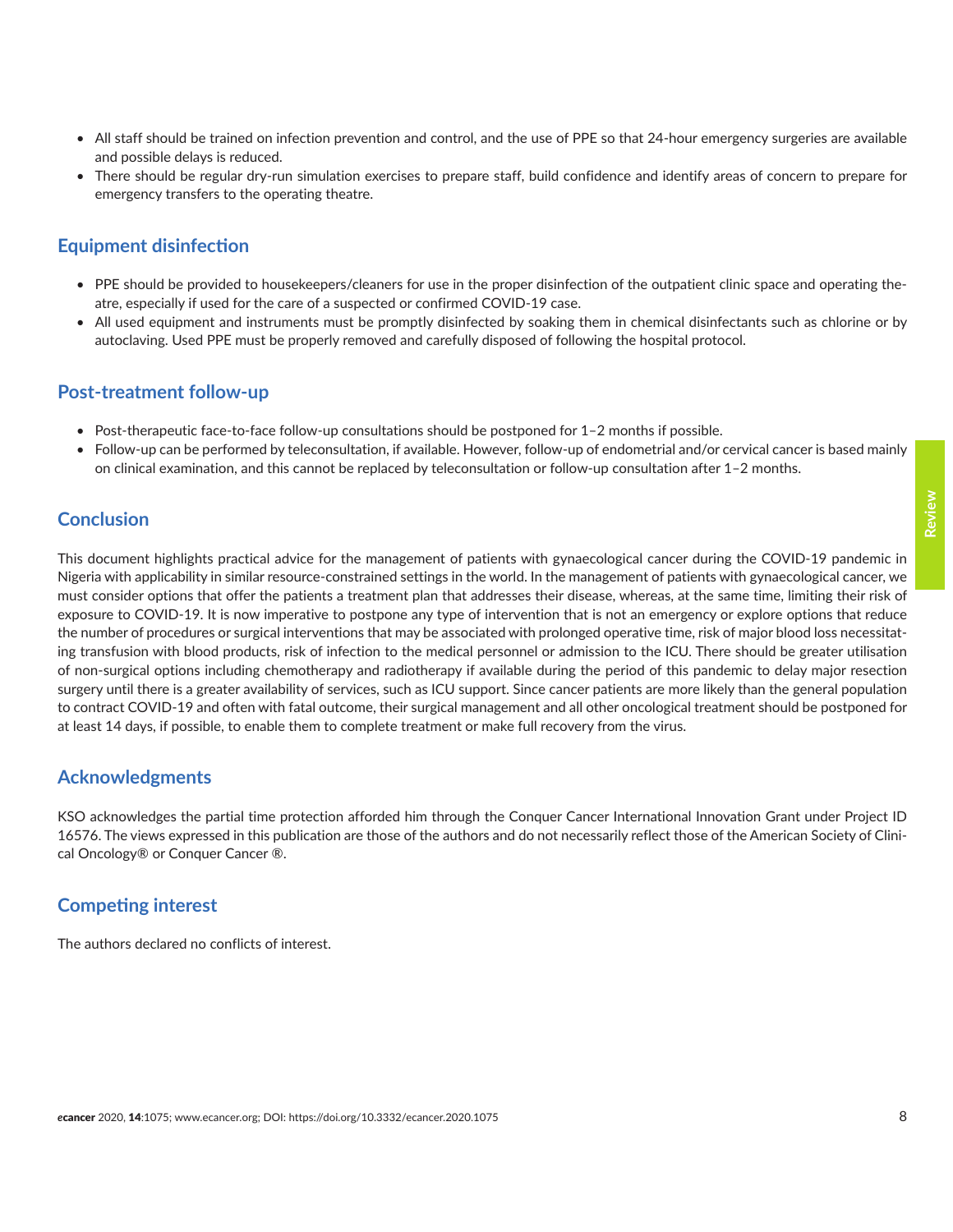- All staff should be trained on infection prevention and control, and the use of PPE so that 24-hour emergency surgeries are available and possible delays is reduced.
- There should be regular dry-run simulation exercises to prepare staff, build confidence and identify areas of concern to prepare for emergency transfers to the operating theatre.

## Equipment disinfection

- PPE should be provided to housekeepers/cleaners for use in the proper disinfection of the outpatient clinic space and operating theatre, especially if used for the care of a suspected or confirmed COVID-19 case.
- All used equipment and instruments must be promptly disinfected by soaking them in chemical disinfectants such as chlorine or by autoclaving. Used PPE must be properly removed and carefully disposed of following the hospital protocol.

## Post-treatment follow-up

- Post-therapeutic face-to-face follow-up consultations should be postponed for 1–2 months if possible.
- Follow-up can be performed by teleconsultation, if available. However, follow-up of endometrial and/or cervical cancer is based mainly on clinical examination, and this cannot be replaced by teleconsultation or follow-up consultation after 1–2 months.

## Conclusion

This document highlights practical advice for the management of patients with gynaecological cancer during the COVID-19 pandemic in Nigeria with applicability in similar resource-constrained settings in the world. In the management of patients with gynaecological cancer, we must consider options that offer the patients a treatment plan that addresses their disease, whereas, at the same time, limiting their risk of exposure to COVID-19. It is now imperative to postpone any type of intervention that is not an emergency or explore options that reduce the number of procedures or surgical interventions that may be associated with prolonged operative time, risk of major blood loss necessitating transfusion with blood products, risk of infection to the medical personnel or admission to the ICU. There should be greater utilisation of non-surgical options including chemotherapy and radiotherapy if available during the period of this pandemic to delay major resection surgery until there is a greater availability of services, such as ICU support. Since cancer patients are more likely than the general population to contract COVID-19 and often with fatal outcome, their surgical management and all other oncological treatment should be postponed for at least 14 days, if possible, to enable them to complete treatment or make full recovery from the virus.

## Acknowledgments

KSO acknowledges the partial time protection afforded him through the Conquer Cancer International Innovation Grant under Project ID 16576. The views expressed in this publication are those of the authors and do not necessarily reflect those of the American Society of Clinical Oncology® or Conquer Cancer ®.

## Competing interest

The authors declared no conflicts of interest.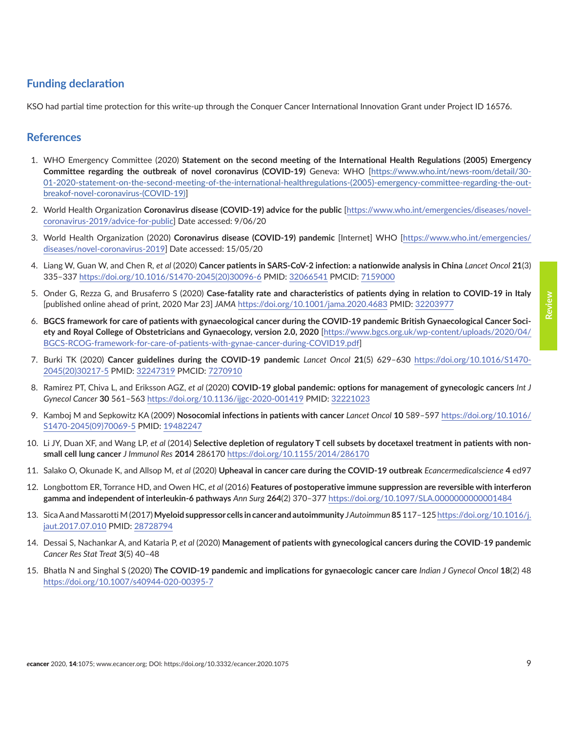## Funding declaration

KSO had partial time protection for this write-up through the Conquer Cancer International Innovation Grant under Project ID 16576.

## References

1. WHO Emergency Committee (2020) **Statement on the second meeting of the International Health Regulations (2005) Emergency Committee regarding the outbreak of novel coronavirus (COVID-19)** Geneva: WHO [https://www.who.int/news-room/detail/30-01-2020-statement-on-the-second-meeting-of-the-international-healthregulations-(2005)-emergency-committee-regarding-the-out-breakof-novel-coronavirus-(COVID-19)]

2. World Health Organization **Coronavirus disease (COVID-19) advice for the public** [https://www.who.int/emergencies/diseases/novel-coronavirus-2019/advice-for-public] Date accessed: 9/06/20

3. World Health Organization (2020) **Coronavirus disease (COVID-19) pandemic** [Internet] WHO [https://www.who.int/emergencies/diseases/novel-coronavirus-2019] Date accessed: 15/05/20

4. Liang W, Guan W, and Chen R, *et al* (2020) **Cancer patients in SARS-CoV-2 infection: a nationwide analysis in China** *Lancet Oncol* **21**(3) 335–337 https://doi.org/10.1016/S1470-2045(20)30096-6 PMID: 32066541 PMCID: 7159000

5. Onder G, Rezza G, and Brusaferro S (2020) **Case-fatality rate and characteristics of patients dying in relation to COVID-19 in Italy** [published online ahead of print, 2020 Mar 23] *JAMA* https://doi.org/10.1001/jama.2020.4683 PMID: 32203977

6. **BGCS framework for care of patients with gynaecological cancer during the COVID-19 pandemic British Gynaecological Cancer Society and Royal College of Obstetricians and Gynaecology, version 2.0, 2020** [https://www.bgcs.org.uk/wp-content/uploads/2020/04/BGCS-RCOG-framework-for-care-of-patients-with-gynae-cancer-during-COVID19.pdf]

7. Burki TK (2020) **Cancer guidelines during the COVID-19 pandemic** *Lancet Oncol* **21**(5) 629–630 https://doi.org/10.1016/S1470-2045(20)30217-5 PMID: 32247319 PMCID: 7270910

8. Ramirez PT, Chiva L, and Eriksson AGZ, *et al* (2020) **COVID-19 global pandemic: options for management of gynecologic cancers** *Int J Gynecol Cancer* **30** 561–563 https://doi.org/10.1136/ijgc-2020-001419 PMID: 32221023

9. Kamboj M and Sepkowitz KA (2009) **Nosocomial infections in patients with cancer** *Lancet Oncol* **10** 589–597 https://doi.org/10.1016/S1470-2045(09)70069-5 PMID: 19482247

10. Li JY, Duan XF, and Wang LP, *et al* (2014) **Selective depletion of regulatory T cell subsets by docetaxel treatment in patients with non-small cell lung cancer** *J Immunol Res* **2014** 286170 https://doi.org/10.1155/2014/286170

11. Salako O, Okunade K, and Allsop M, *et al* (2020) **Upheaval in cancer care during the COVID-19 outbreak** *Ecancermedicalscience* **4** ed97

12. Longbottom ER, Torrance HD, and Owen HC, *et al* (2016) **Features of postoperative immune suppression are reversible with interferon gamma and independent of interleukin-6 pathways** *Ann Surg* **264**(2) 370–377 https://doi.org/10.1097/SLA.0000000000001484

13. Sica A and Massarotti M (2017) **Myeloid suppressor cells in cancer and autoimmunity** *J Autoimmun* **85** 117–125 https://doi.org/10.1016/j.jaut.2017.07.010 PMID: 28728794

14. Dessai S, Nachankar A, and Kataria P, *et al* (2020) **Management of patients with gynecological cancers during the COVID-19 pandemic** *Cancer Res Stat Treat* **3**(5) 40–48

15. Bhatla N and Singhal S (2020) **The COVID-19 pandemic and implications for gynaecologic cancer care** *Indian J Gynecol Oncol* **18**(2) 48 https://doi.org/10.1007/s40944-020-00395-7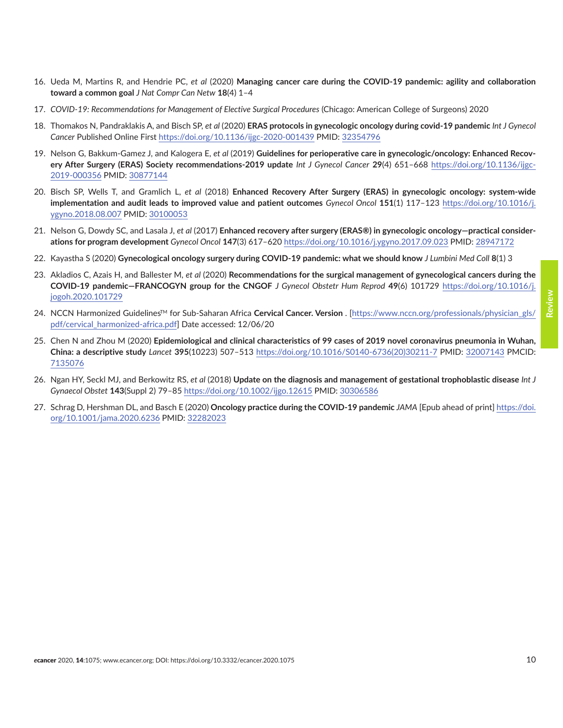16. Ueda M, Martins R, and Hendrie PC, *et al* (2020) **Managing cancer care during the COVID-19 pandemic: agility and collaboration toward a common goal** *J Nat Compr Can Netw* **18**(4) 1–4

17. *COVID-19: Recommendations for Management of Elective Surgical Procedures* (Chicago: American College of Surgeons) 2020

18. Thomakos N, Pandraklakis A, and Bisch SP, *et al* (2020) **ERAS protocols in gynecologic oncology during covid-19 pandemic** *Int J Gynecol Cancer* Published Online First https://doi.org/10.1136/ijgc-2020-001439 PMID: 32354796

19. Nelson G, Bakkum-Gamez J, and Kalogera E, *et al* (2019) **Guidelines for perioperative care in gynecologic/oncology: Enhanced Recovery After Surgery (ERAS) Society recommendations-2019 update** *Int J Gynecol Cancer* **29**(4) 651–668 https://doi.org/10.1136/ijgc-2019-000356 PMID: 30877144

20. Bisch SP, Wells T, and Gramlich L, *et al* (2018) **Enhanced Recovery After Surgery (ERAS) in gynecologic oncology: system-wide implementation and audit leads to improved value and patient outcomes** *Gynecol Oncol* **151**(1) 117–123 https://doi.org/10.1016/j.ygyno.2018.08.007 PMID: 30100053

21. Nelson G, Dowdy SC, and Lasala J, *et al* (2017) **Enhanced recovery after surgery (ERAS®) in gynecologic oncology—practical considerations for program development** *Gynecol Oncol* **147**(3) 617–620 https://doi.org/10.1016/j.ygyno.2017.09.023 PMID: 28947172

22. Kayastha S (2020) **Gynecological oncology surgery during COVID-19 pandemic: what we should know** *J Lumbini Med Coll* **8**(1) 3

23. Akladios C, Azais H, and Ballester M, *et al* (2020) **Recommendations for the surgical management of gynecological cancers during the COVID-19 pandemic—FRANCOGYN group for the CNGOF** *J Gynecol Obstetr Hum Reprod* **49**(6) 101729 https://doi.org/10.1016/j.jogoh.2020.101729

24. NCCN Harmonized Guidelines™ for Sub-Saharan Africa **Cervical Cancer. Version** . [https://www.nccn.org/professionals/physician_gls/pdf/cervical_harmonized-africa.pdf] Date accessed: 12/06/20

25. Chen N and Zhou M (2020) **Epidemiological and clinical characteristics of 99 cases of 2019 novel coronavirus pneumonia in Wuhan, China: a descriptive study** *Lancet* **395**(10223) 507–513 https://doi.org/10.1016/S0140-6736(20)30211-7 PMID: 32007143 PMCID: 7135076

26. Ngan HY, Seckl MJ, and Berkowitz RS, *et al* (2018) **Update on the diagnosis and management of gestational trophoblastic disease** *Int J Gynaecol Obstet* **143**(Suppl 2) 79–85 https://doi.org/10.1002/ijgo.12615 PMID: 30306586

27. Schrag D, Hershman DL, and Basch E (2020) **Oncology practice during the COVID-19 pandemic** *JAMA* [Epub ahead of print] https://doi.org/10.1001/jama.2020.6236 PMID: 32282023